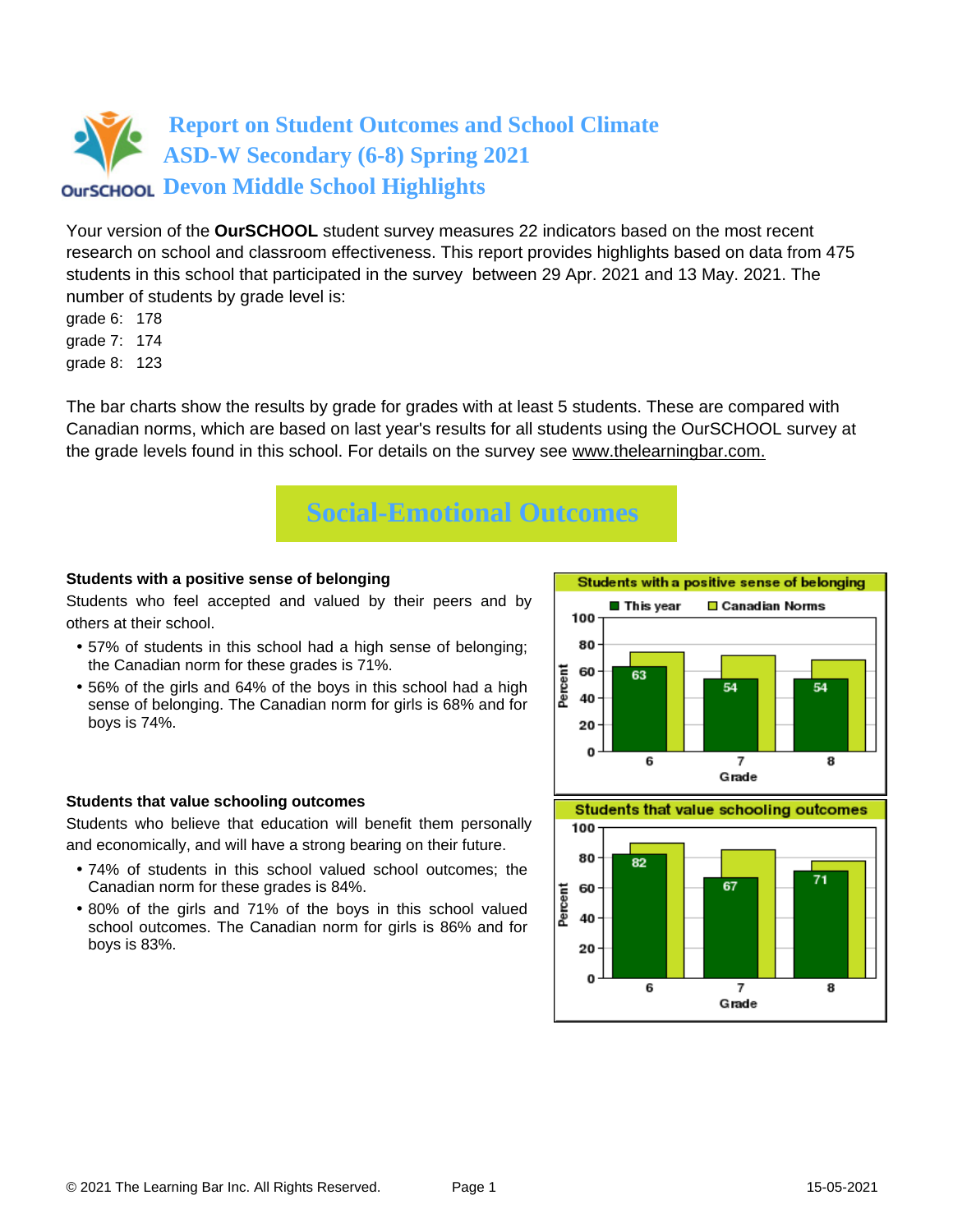# Report on Student Outcomes and School Climate
## ASD-W Secondary (6-8) Spring 2021
## Devon Middle School Highlights

Your version of the **OurSCHOOL** student survey measures 22 indicators based on the most recent research on school and classroom effectiveness. This report provides highlights based on data from 475 students in this school that participated in the survey between 29 Apr. 2021 and 13 May. 2021. The number of students by grade level is:

grade 6: 178
grade 7: 174
grade 8: 123

The bar charts show the results by grade for grades with at least 5 students. These are compared with Canadian norms, which are based on last year's results for all students using the OurSCHOOL survey at the grade levels found in this school. For details on the survey see www.thelearningbar.com.

## Social-Emotional Outcomes

**Students with a positive sense of belonging**

Students who feel accepted and valued by their peers and by others at their school.

- 57% of students in this school had a high sense of belonging; the Canadian norm for these grades is 71%.
- 56% of the girls and 64% of the boys in this school had a high sense of belonging. The Canadian norm for girls is 68% and for boys is 74%.

**Students with a positive sense of belonging**

| Grade | This year | Canadian Norms |
|---|---|---|
| 6 | 63 | |
| 7 | 54 | |
| 8 | 54 | |

**Students that value schooling outcomes**

Students who believe that education will benefit them personally and economically, and will have a strong bearing on their future.

- 74% of students in this school valued school outcomes; the Canadian norm for these grades is 84%.
- 80% of the girls and 71% of the boys in this school valued school outcomes. The Canadian norm for girls is 86% and for boys is 83%.

**Students that value schooling outcomes**

| Grade | This year | Canadian Norms |
|---|---|---|
| 6 | 82 | |
| 7 | 67 | |
| 8 | 71 | |

© 2021 The Learning Bar Inc. All Rights Reserved. 15-05-2021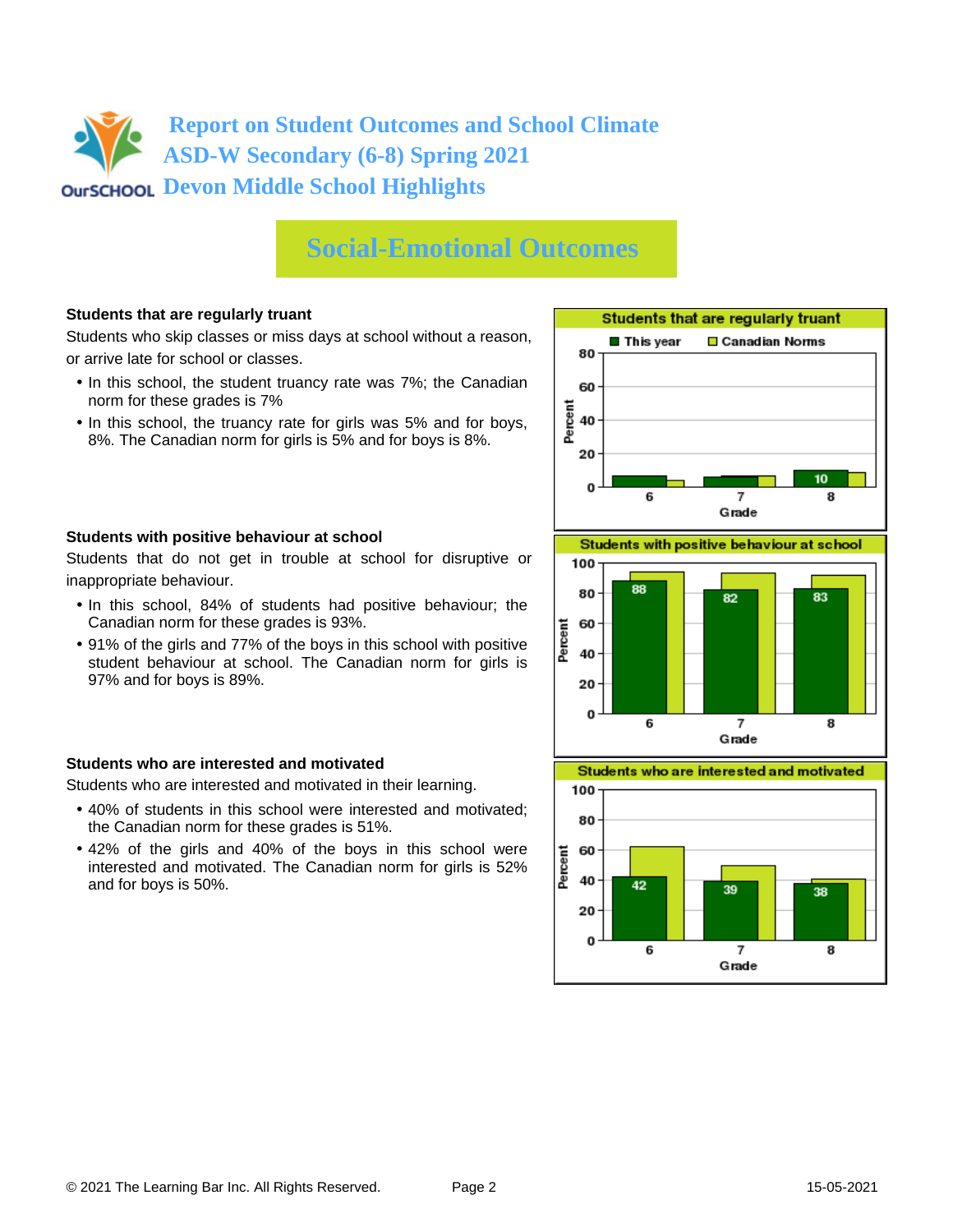# Report on Student Outcomes and School Climate
# ASD-W Secondary (6-8) Spring 2021
# Devon Middle School Highlights

## Social-Emotional Outcomes

**Students that are regularly truant**

Students who skip classes or miss days at school without a reason, or arrive late for school or classes.

- In this school, the student truancy rate was 7%; the Canadian norm for these grades is 7%
- In this school, the truancy rate for girls was 5% and for boys, 8%. The Canadian norm for girls is 5% and for boys is 8%.

**Students that are regularly truant**

| Grade | This year | Canadian Norms |
|---|---|---|
| 6 | | |
| 7 | | |
| 8 | 10 | |

**Students with positive behaviour at school**

Students that do not get in trouble at school for disruptive or inappropriate behaviour.

- In this school, 84% of students had positive behaviour; the Canadian norm for these grades is 93%.
- 91% of the girls and 77% of the boys in this school with positive student behaviour at school. The Canadian norm for girls is 97% and for boys is 89%.

**Students with positive behaviour at school**

| Grade | This year | Canadian Norms |
|---|---|---|
| 6 | 88 | |
| 7 | 82 | |
| 8 | 83 | |

**Students who are interested and motivated**

Students who are interested and motivated in their learning.

- 40% of students in this school were interested and motivated; the Canadian norm for these grades is 51%.
- 42% of the girls and 40% of the boys in this school were interested and motivated. The Canadian norm for girls is 52% and for boys is 50%.

**Students who are interested and motivated**

| Grade | This year | Canadian Norms |
|---|---|---|
| 6 | 42 | |
| 7 | 39 | |
| 8 | 38 | |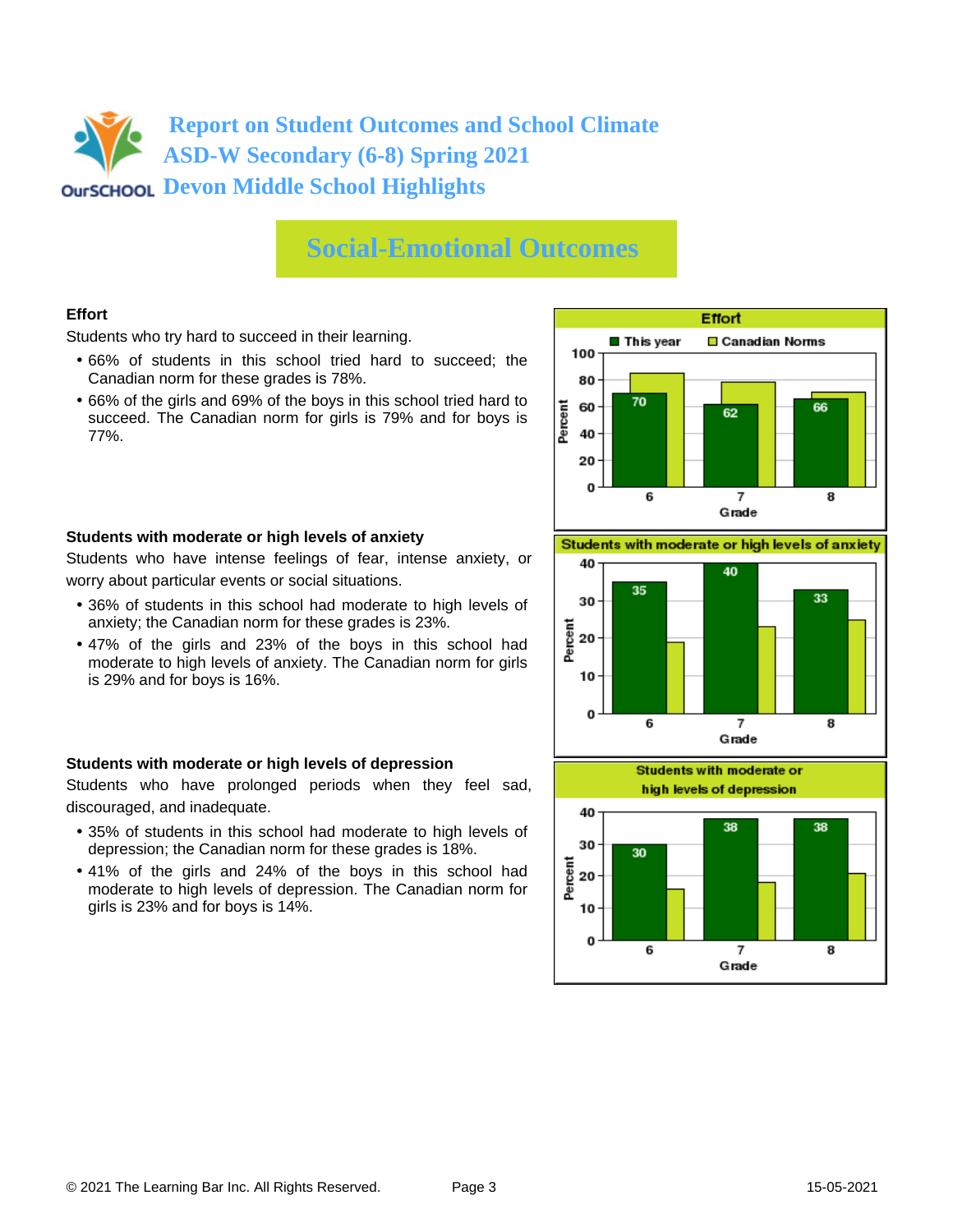# Report on Student Outcomes and School Climate
# ASD-W Secondary (6-8) Spring 2021
# Devon Middle School Highlights

## Social-Emotional Outcomes

### Effort

Students who try hard to succeed in their learning.

- 66% of students in this school tried hard to succeed; the Canadian norm for these grades is 78%.
- 66% of the girls and 69% of the boys in this school tried hard to succeed. The Canadian norm for girls is 79% and for boys is 77%.

**Effort**

| Grade | This year | Canadian Norms |
|---|---|---|
| 6 | 70 | |
| 7 | 62 | |
| 8 | 66 | |

### Students with moderate or high levels of anxiety

Students who have intense feelings of fear, intense anxiety, or worry about particular events or social situations.

- 36% of students in this school had moderate to high levels of anxiety; the Canadian norm for these grades is 23%.
- 47% of the girls and 23% of the boys in this school had moderate to high levels of anxiety. The Canadian norm for girls is 29% and for boys is 16%.

**Students with moderate or high levels of anxiety**

| Grade | This year | Canadian Norms |
|---|---|---|
| 6 | 35 | |
| 7 | 40 | |
| 8 | 33 | |

### Students with moderate or high levels of depression

Students who have prolonged periods when they feel sad, discouraged, and inadequate.

- 35% of students in this school had moderate to high levels of depression; the Canadian norm for these grades is 18%.
- 41% of the girls and 24% of the boys in this school had moderate to high levels of depression. The Canadian norm for girls is 23% and for boys is 14%.

**Students with moderate or high levels of depression**

| Grade | This year | Canadian Norms |
|---|---|---|
| 6 | 30 | |
| 7 | 38 | |
| 8 | 38 | |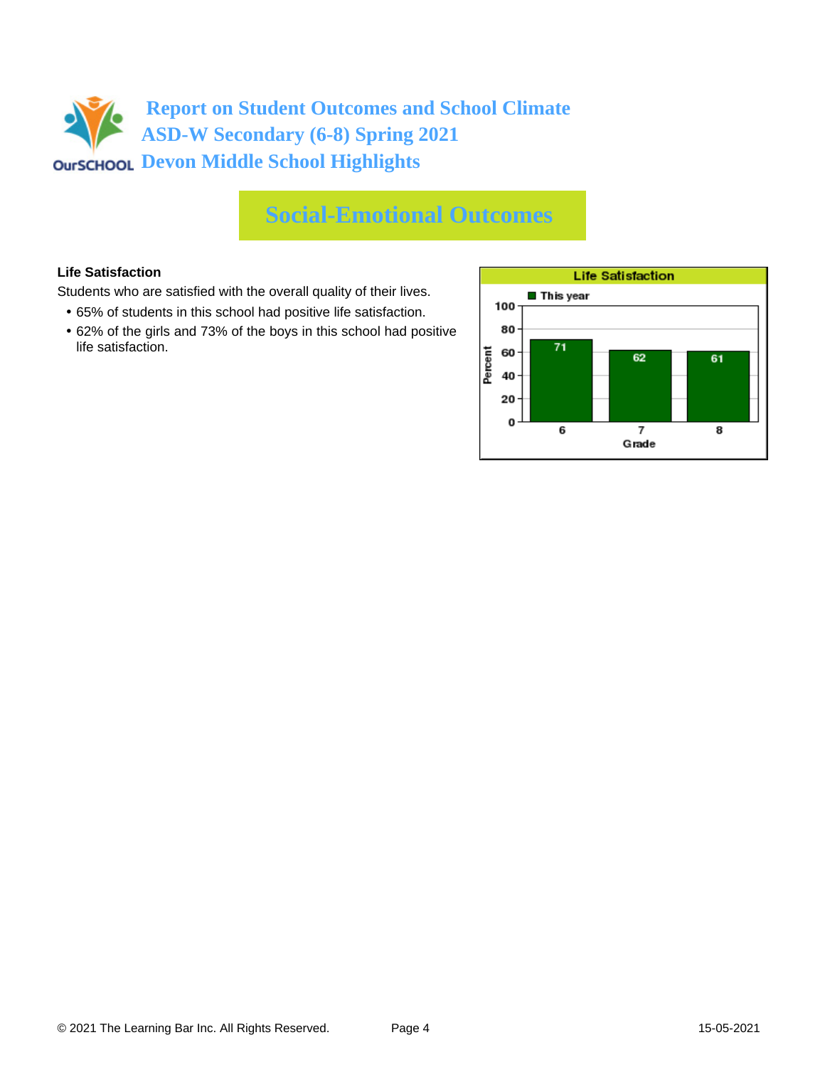# Report on Student Outcomes and School Climate
# ASD-W Secondary (6-8) Spring 2021
# Devon Middle School Highlights

## Social-Emotional Outcomes

**Life Satisfaction**

Students who are satisfied with the overall quality of their lives.

- 65% of students in this school had positive life satisfaction.
- 62% of the girls and 73% of the boys in this school had positive life satisfaction.

**Life Satisfaction**

| Grade | This year (Percent) |
|---|---|
| 6 | 71 |
| 7 | 62 |
| 8 | 61 |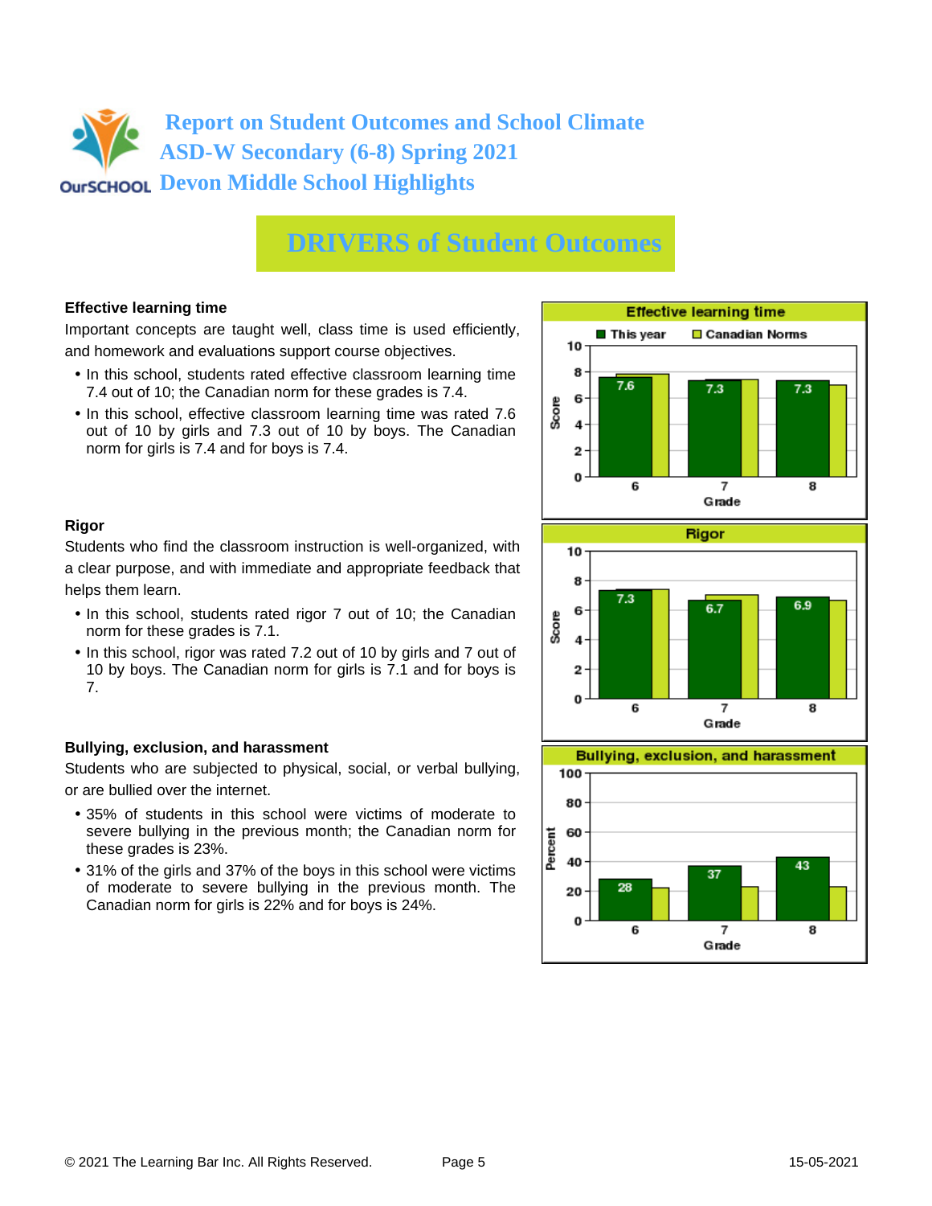# Report on Student Outcomes and School Climate
## ASD-W Secondary (6-8) Spring 2021
## Devon Middle School Highlights

# DRIVERS of Student Outcomes

**Effective learning time**

Important concepts are taught well, class time is used efficiently, and homework and evaluations support course objectives.

- In this school, students rated effective classroom learning time 7.4 out of 10; the Canadian norm for these grades is 7.4.
- In this school, effective classroom learning time was rated 7.6 out of 10 by girls and 7.3 out of 10 by boys. The Canadian norm for girls is 7.4 and for boys is 7.4.

**Effective learning time** (Score)

| Grade | This year | Canadian Norms |
|---|---|---|
| 6 | 7.6 | |
| 7 | 7.3 | |
| 8 | 7.3 | |

**Rigor**

Students who find the classroom instruction is well-organized, with a clear purpose, and with immediate and appropriate feedback that helps them learn.

- In this school, students rated rigor 7 out of 10; the Canadian norm for these grades is 7.1.
- In this school, rigor was rated 7.2 out of 10 by girls and 7 out of 10 by boys. The Canadian norm for girls is 7.1 and for boys is 7.

**Rigor** (Score)

| Grade | This year | Canadian Norms |
|---|---|---|
| 6 | 7.3 | |
| 7 | 6.7 | |
| 8 | 6.9 | |

**Bullying, exclusion, and harassment**

Students who are subjected to physical, social, or verbal bullying, or are bullied over the internet.

- 35% of students in this school were victims of moderate to severe bullying in the previous month; the Canadian norm for these grades is 23%.
- 31% of the girls and 37% of the boys in this school were victims of moderate to severe bullying in the previous month. The Canadian norm for girls is 22% and for boys is 24%.

**Bullying, exclusion, and harassment** (Percent)

| Grade | This year | Canadian Norms |
|---|---|---|
| 6 | 28 | |
| 7 | 37 | |
| 8 | 43 | |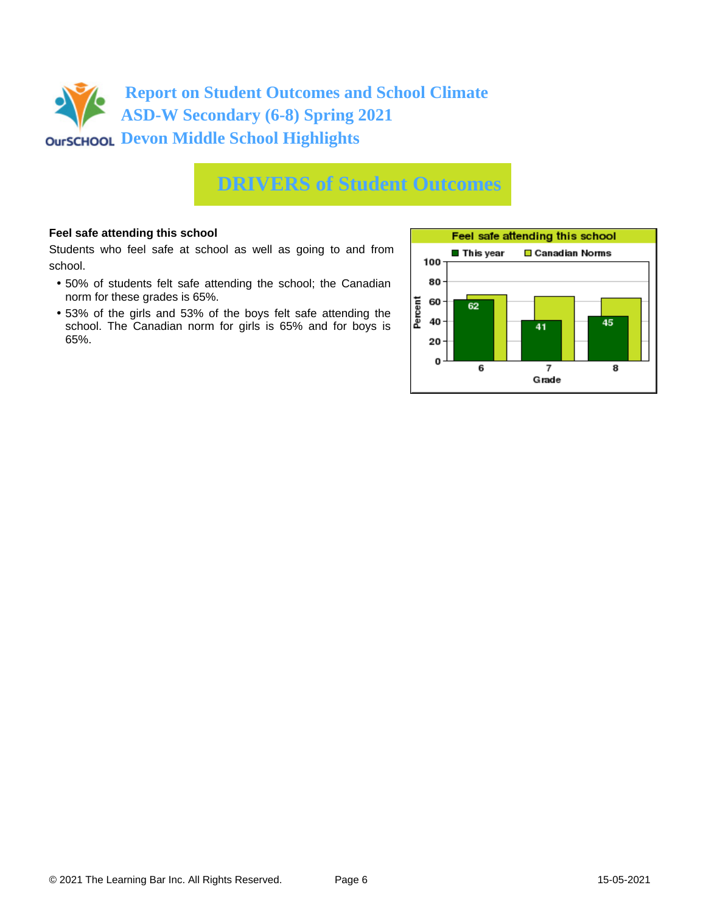# Report on Student Outcomes and School Climate
## ASD-W Secondary (6-8) Spring 2021
## Devon Middle School Highlights

## DRIVERS of Student Outcomes

**Feel safe attending this school**

Students who feel safe at school as well as going to and from school.

- 50% of students felt safe attending the school; the Canadian norm for these grades is 65%.
- 53% of the girls and 53% of the boys felt safe attending the school. The Canadian norm for girls is 65% and for boys is 65%.

**Feel safe attending this school**

| Grade | This year | Canadian Norms |
|---|---|---|
| 6 | 62 | |
| 7 | 41 | |
| 8 | 45 | |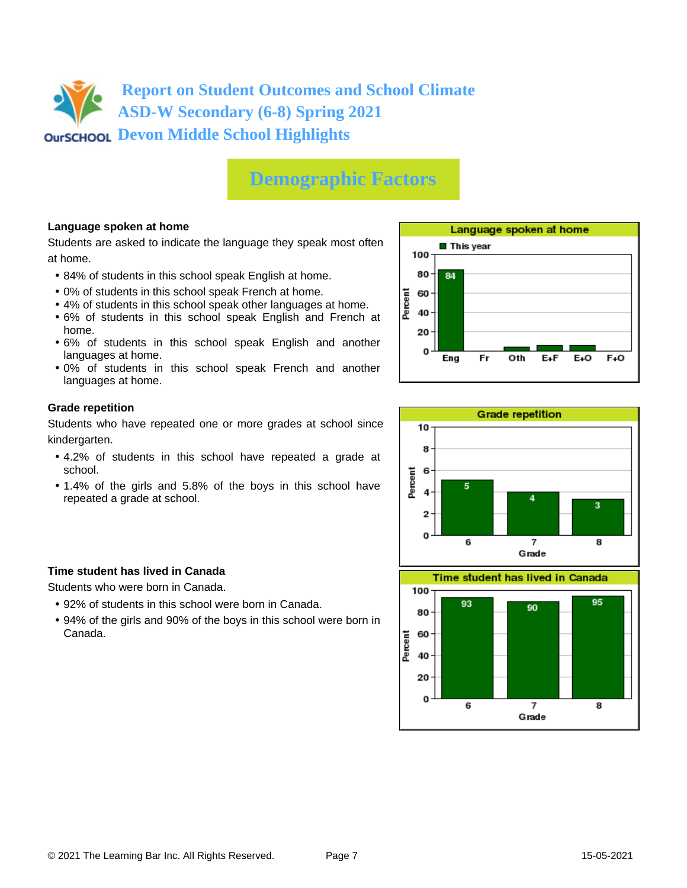# Report on Student Outcomes and School Climate
## ASD-W Secondary (6-8) Spring 2021
## Devon Middle School Highlights

## Demographic Factors

### Language spoken at home

Students are asked to indicate the language they speak most often at home.

- 84% of students in this school speak English at home.
- 0% of students in this school speak French at home.
- 4% of students in this school speak other languages at home.
- 6% of students in this school speak English and French at home.
- 6% of students in this school speak English and another languages at home.
- 0% of students in this school speak French and another languages at home.

**Language spoken at home** (This year, Percent)

| Eng | Fr | Oth | E+F | E+O | F+O |
|---|---|---|---|---|---|
| 84 | | | | | |

### Grade repetition

Students who have repeated one or more grades at school since kindergarten.

- 4.2% of students in this school have repeated a grade at school.
- 1.4% of the girls and 5.8% of the boys in this school have repeated a grade at school.

**Grade repetition** (Percent)

| Grade | 6 | 7 | 8 |
|---|---|---|---|
| Percent | 5 | 4 | 3 |

### Time student has lived in Canada

Students who were born in Canada.

- 92% of students in this school were born in Canada.
- 94% of the girls and 90% of the boys in this school were born in Canada.

**Time student has lived in Canada** (Percent)

| Grade | 6 | 7 | 8 |
|---|---|---|---|
| Percent | 93 | 90 | 95 |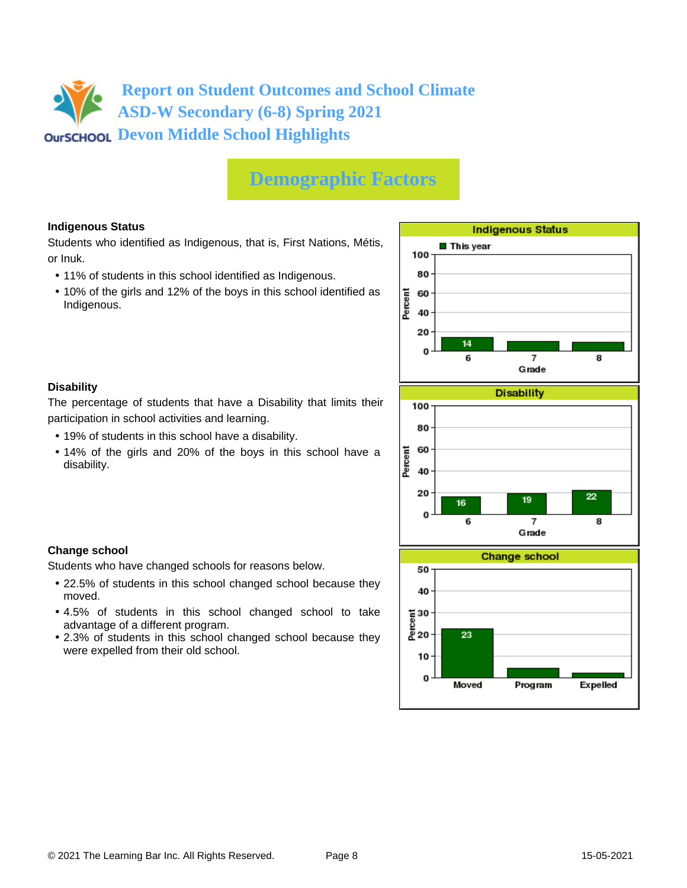# Report on Student Outcomes and School Climate
# ASD-W Secondary (6-8) Spring 2021
# Devon Middle School Highlights

## Demographic Factors

**Indigenous Status**

Students who identified as Indigenous, that is, First Nations, Métis, or Inuk.

- 11% of students in this school identified as Indigenous.
- 10% of the girls and 12% of the boys in this school identified as Indigenous.

**Indigenous Status**

| Grade | This year (Percent) |
|---|---|
| 6 | 14 |
| 7 | |
| 8 | |

**Disability**

The percentage of students that have a Disability that limits their participation in school activities and learning.

- 19% of students in this school have a disability.
- 14% of the girls and 20% of the boys in this school have a disability.

**Disability**

| Grade | Percent |
|---|---|
| 6 | 16 |
| 7 | 19 |
| 8 | 22 |

**Change school**

Students who have changed schools for reasons below.

- 22.5% of students in this school changed school because they moved.
- 4.5% of students in this school changed school to take advantage of a different program.
- 2.3% of students in this school changed school because they were expelled from their old school.

**Change school**

| Reason | Percent |
|---|---|
| Moved | 23 |
| Program | |
| Expelled | |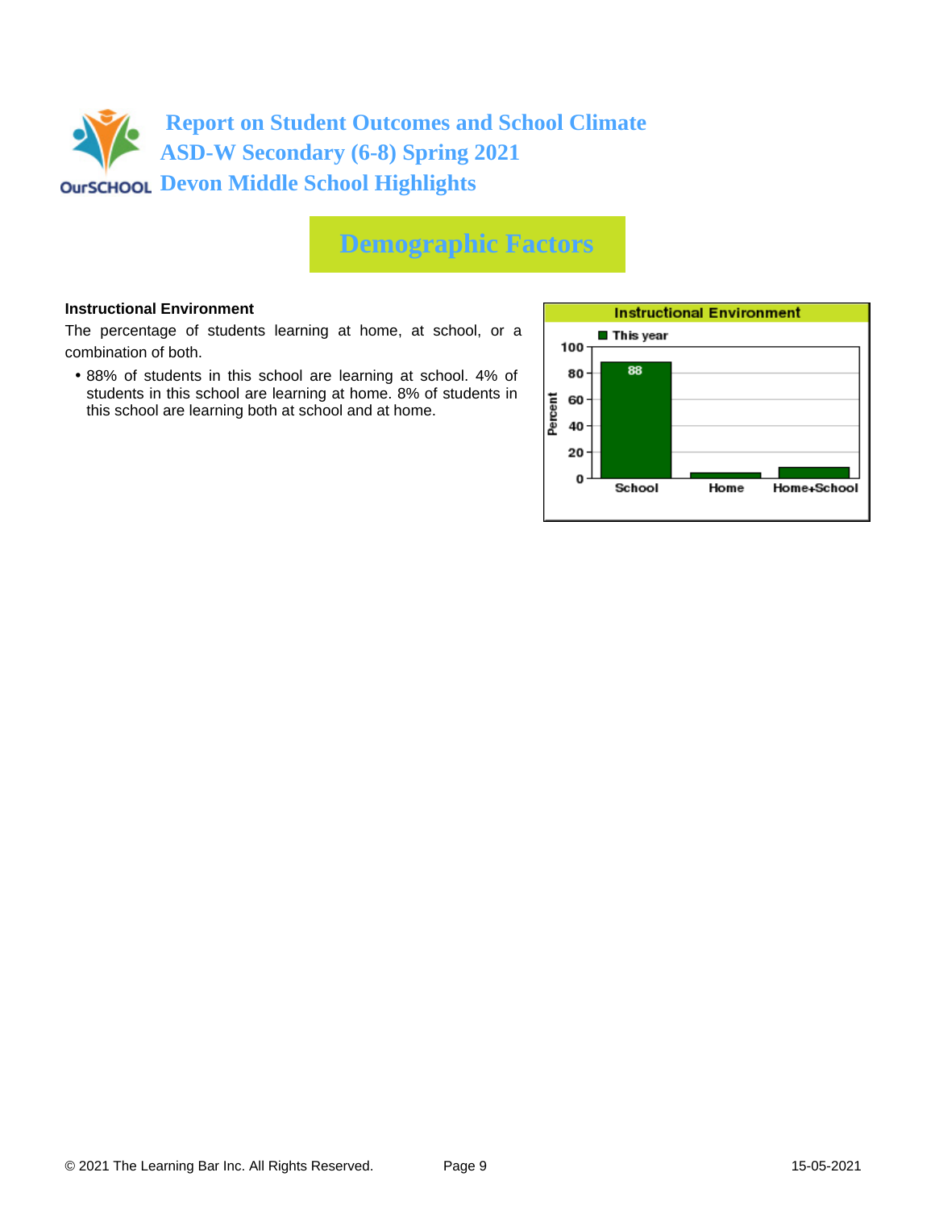# Report on Student Outcomes and School Climate
# ASD-W Secondary (6-8) Spring 2021
# Devon Middle School Highlights

## Demographic Factors

**Instructional Environment**

The percentage of students learning at home, at school, or a combination of both.

- 88% of students in this school are learning at school. 4% of students in this school are learning at home. 8% of students in this school are learning both at school and at home.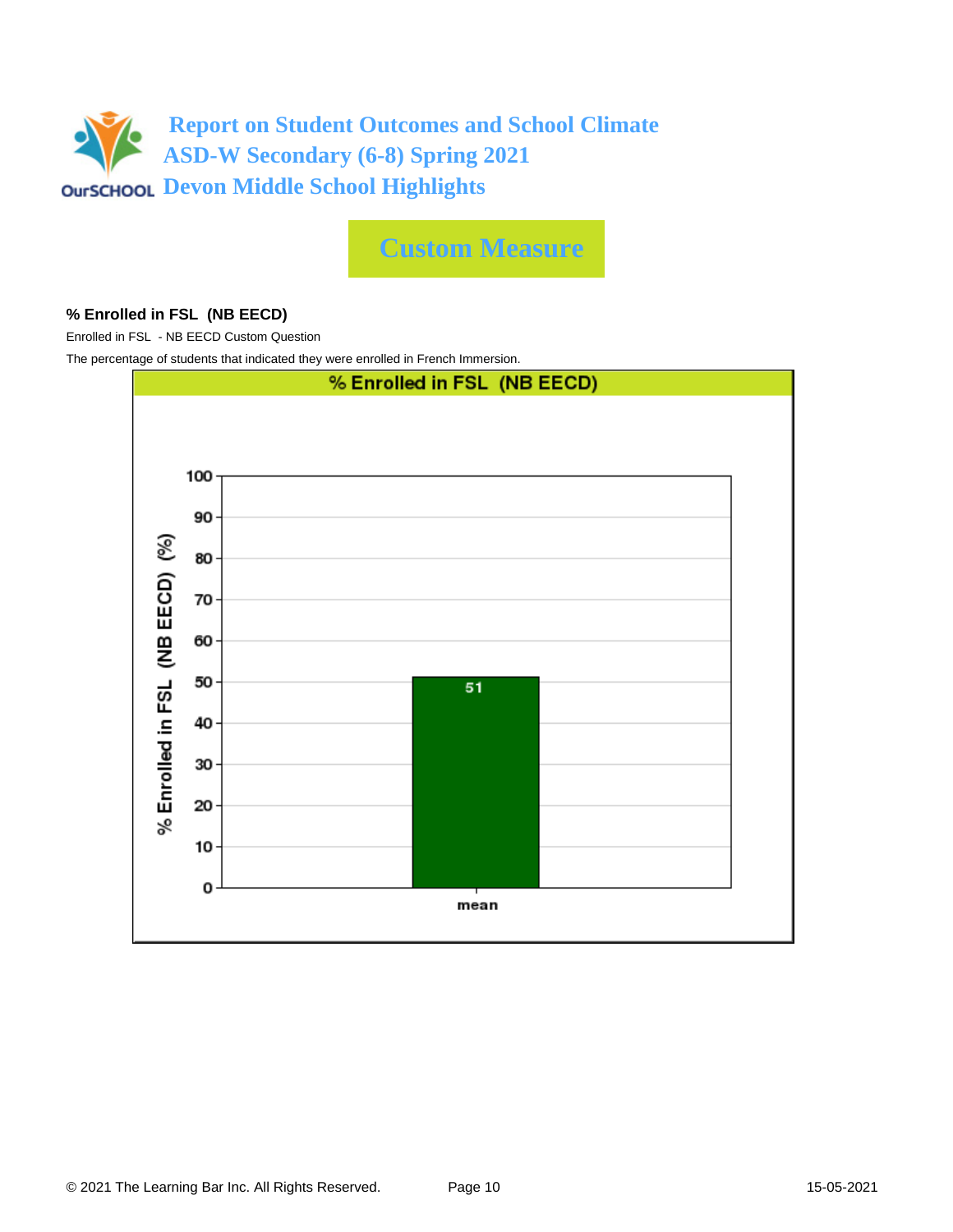# Report on Student Outcomes and School Climate
# ASD-W Secondary (6-8) Spring 2021
# Devon Middle School Highlights

## Custom Measure

### % Enrolled in FSL (NB EECD)

Enrolled in FSL - NB EECD Custom Question

The percentage of students that indicated they were enrolled in French Immersion.

**% Enrolled in FSL (NB EECD)**

| | % Enrolled in FSL (NB EECD) (%) |
|---|---|
| mean | 51 |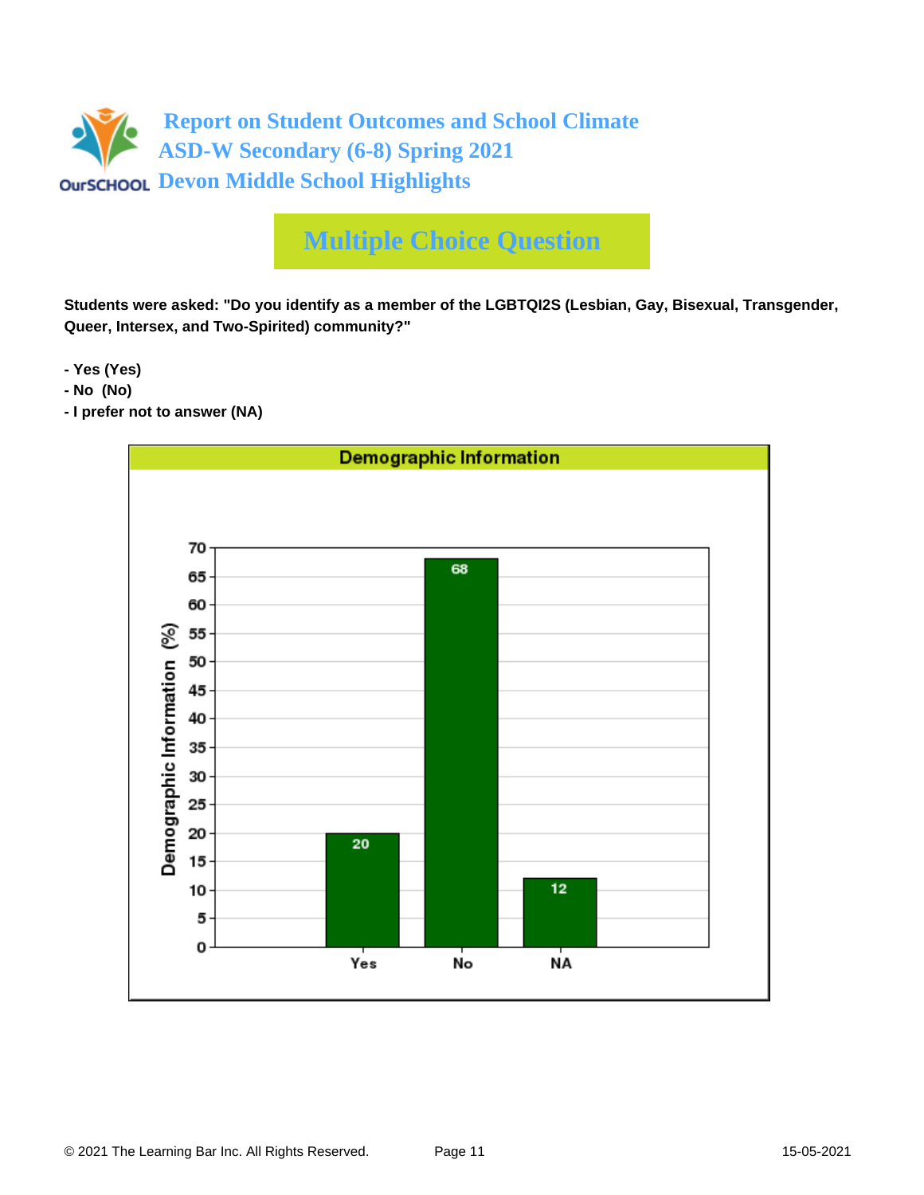# Report on Student Outcomes and School Climate
## ASD-W Secondary (6-8) Spring 2021
## Devon Middle School Highlights

## Multiple Choice Question

**Students were asked: "Do you identify as a member of the LGBTQI2S (Lesbian, Gay, Bisexual, Transgender, Queer, Intersex, and Two-Spirited) community?"**

- **Yes (Yes)**
- **No (No)**
- **I prefer not to answer (NA)**

**Demographic Information**

| Response | Demographic Information (%) |
|---|---|
| Yes | 20 |
| No | 68 |
| NA | 12 |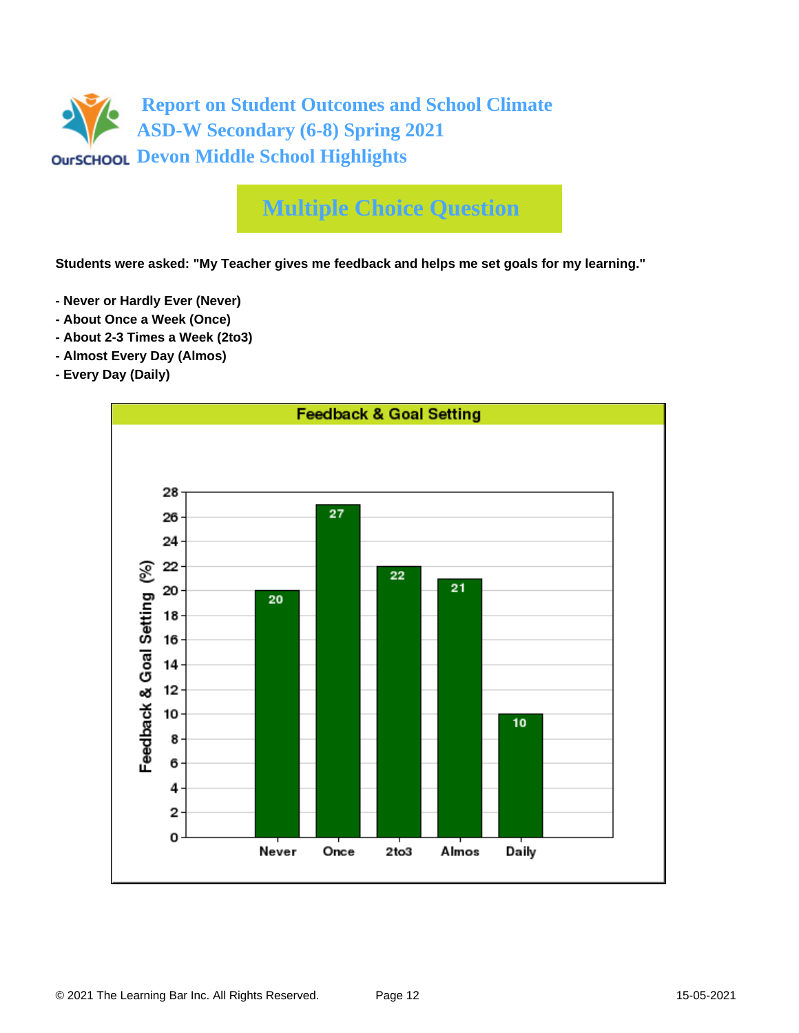# Report on Student Outcomes and School Climate
## ASD-W Secondary (6-8) Spring 2021
## Devon Middle School Highlights

## Multiple Choice Question

**Students were asked: "My Teacher gives me feedback and helps me set goals for my learning."**

- **Never or Hardly Ever (Never)**
- **About Once a Week (Once)**
- **About 2-3 Times a Week (2to3)**
- **Almost Every Day (Almos)**
- **Every Day (Daily)**

**Feedback & Goal Setting**

| Response | Feedback & Goal Setting (%) |
|---|---|
| Never | 20 |
| Once | 27 |
| 2to3 | 22 |
| Almos | 21 |
| Daily | 10 |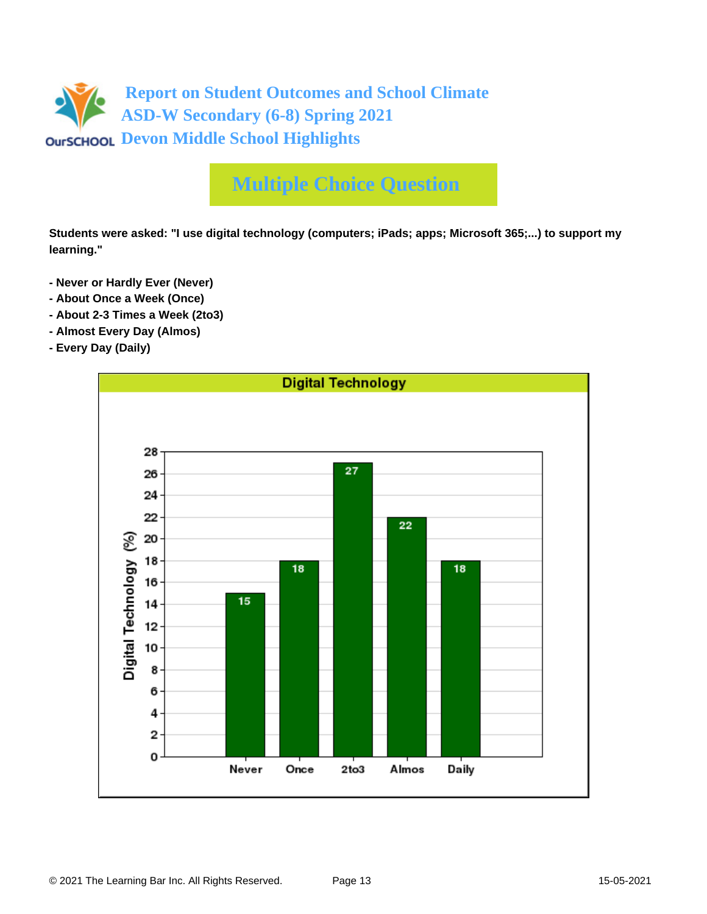# Report on Student Outcomes and School Climate
# ASD-W Secondary (6-8) Spring 2021
# Devon Middle School Highlights

## Multiple Choice Question

**Students were asked: "I use digital technology (computers; iPads; apps; Microsoft 365;...) to support my learning."**

- **Never or Hardly Ever (Never)**
- **About Once a Week (Once)**
- **About 2-3 Times a Week (2to3)**
- **Almost Every Day (Almos)**
- **Every Day (Daily)**

Digital Technology

Digital Technology (%)

0
2
4
6
8
10
12
14
16
18
20
22
24
26
28

15
18
27
22
18

Never
Once
2to3
Almos
Daily

© 2021 The Learning Bar Inc. All Rights Reserved.

15-05-2021